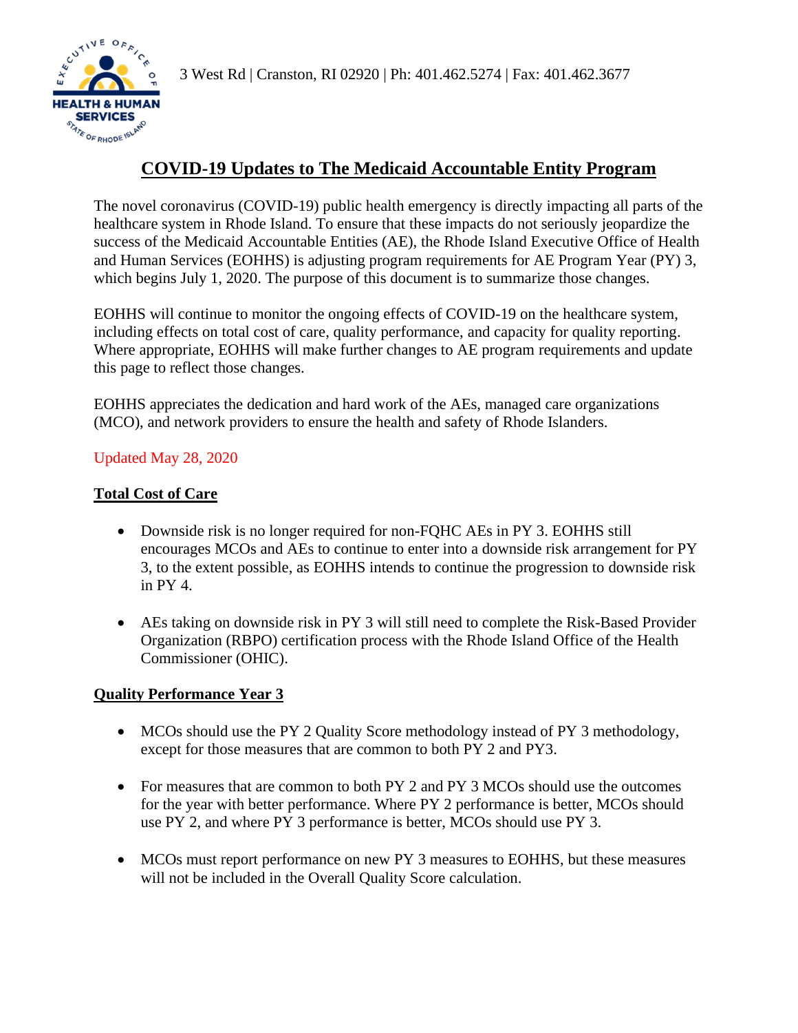3 West Rd | Cranston, RI 02920 | Ph: 401.462.5274 | Fax: 401.462.3677

# COVID-19 Updates to The Medicaid Accountable Entity Program

The novel coronavirus (COVID-19) public health emergency is directly impacting all parts of the healthcare system in Rhode Island. To ensure that these impacts do not seriously jeopardize the success of the Medicaid Accountable Entities (AE), the Rhode Island Executive Office of Health and Human Services (EOHHS) is adjusting program requirements for AE Program Year (PY) 3, which begins July 1, 2020. The purpose of this document is to summarize those changes.

EOHHS will continue to monitor the ongoing effects of COVID-19 on the healthcare system, including effects on total cost of care, quality performance, and capacity for quality reporting. Where appropriate, EOHHS will make further changes to AE program requirements and update this page to reflect those changes.

EOHHS appreciates the dedication and hard work of the AEs, managed care organizations (MCO), and network providers to ensure the health and safety of Rhode Islanders.

Updated May 28, 2020

## Total Cost of Care

- Downside risk is no longer required for non-FQHC AEs in PY 3. EOHHS still encourages MCOs and AEs to continue to enter into a downside risk arrangement for PY 3, to the extent possible, as EOHHS intends to continue the progression to downside risk in PY 4.
- AEs taking on downside risk in PY 3 will still need to complete the Risk-Based Provider Organization (RBPO) certification process with the Rhode Island Office of the Health Commissioner (OHIC).

## Quality Performance Year 3

- MCOs should use the PY 2 Quality Score methodology instead of PY 3 methodology, except for those measures that are common to both PY 2 and PY3.
- For measures that are common to both PY 2 and PY 3 MCOs should use the outcomes for the year with better performance. Where PY 2 performance is better, MCOs should use PY 2, and where PY 3 performance is better, MCOs should use PY 3.
- MCOs must report performance on new PY 3 measures to EOHHS, but these measures will not be included in the Overall Quality Score calculation.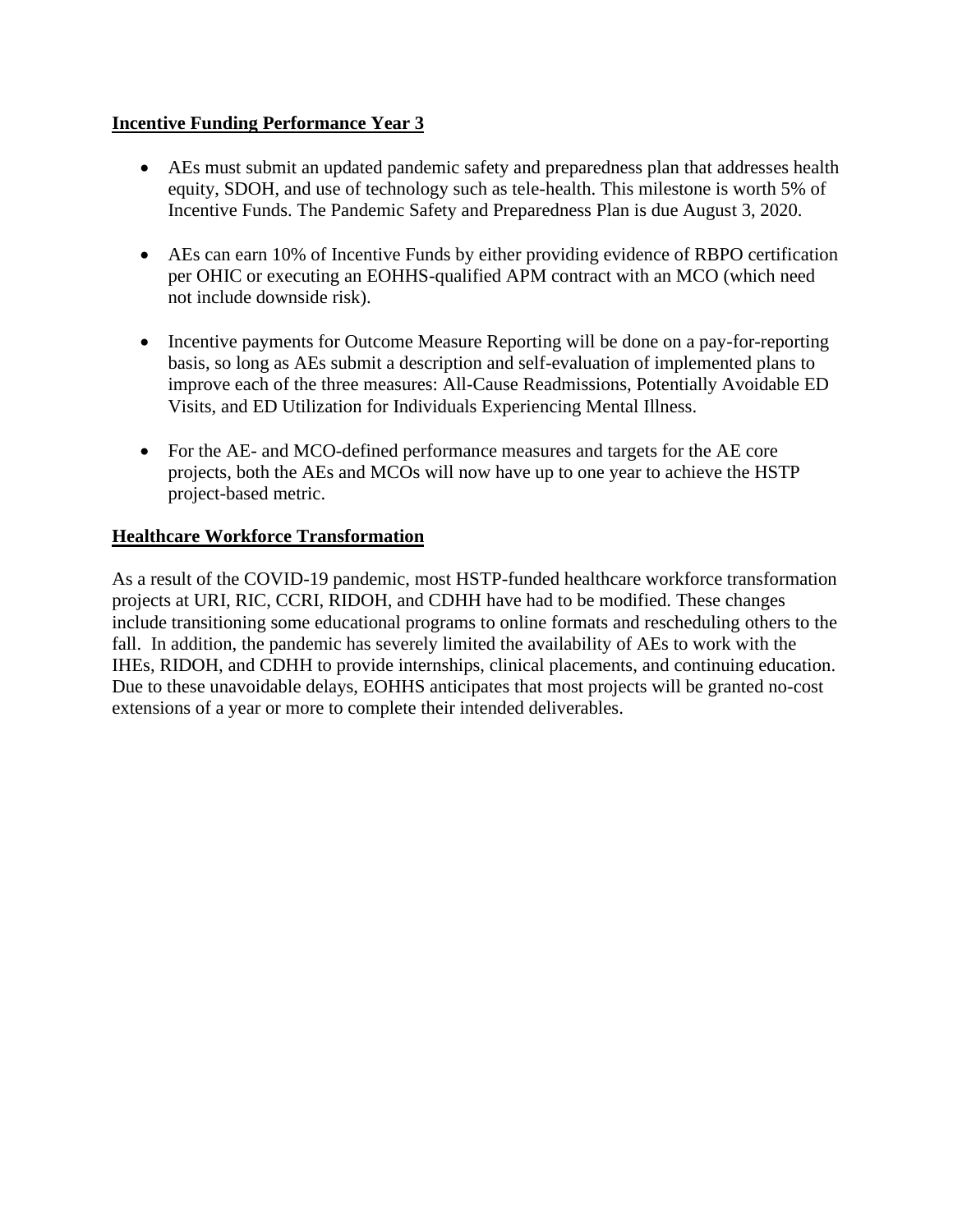**Incentive Funding Performance Year 3**

- AEs must submit an updated pandemic safety and preparedness plan that addresses health equity, SDOH, and use of technology such as tele-health. This milestone is worth 5% of Incentive Funds. The Pandemic Safety and Preparedness Plan is due August 3, 2020.

- AEs can earn 10% of Incentive Funds by either providing evidence of RBPO certification per OHIC or executing an EOHHS-qualified APM contract with an MCO (which need not include downside risk).

- Incentive payments for Outcome Measure Reporting will be done on a pay-for-reporting basis, so long as AEs submit a description and self-evaluation of implemented plans to improve each of the three measures: All-Cause Readmissions, Potentially Avoidable ED Visits, and ED Utilization for Individuals Experiencing Mental Illness.

- For the AE- and MCO-defined performance measures and targets for the AE core projects, both the AEs and MCOs will now have up to one year to achieve the HSTP project-based metric.

**Healthcare Workforce Transformation**

As a result of the COVID-19 pandemic, most HSTP-funded healthcare workforce transformation projects at URI, RIC, CCRI, RIDOH, and CDHH have had to be modified. These changes include transitioning some educational programs to online formats and rescheduling others to the fall. In addition, the pandemic has severely limited the availability of AEs to work with the IHEs, RIDOH, and CDHH to provide internships, clinical placements, and continuing education. Due to these unavoidable delays, EOHHS anticipates that most projects will be granted no-cost extensions of a year or more to complete their intended deliverables.